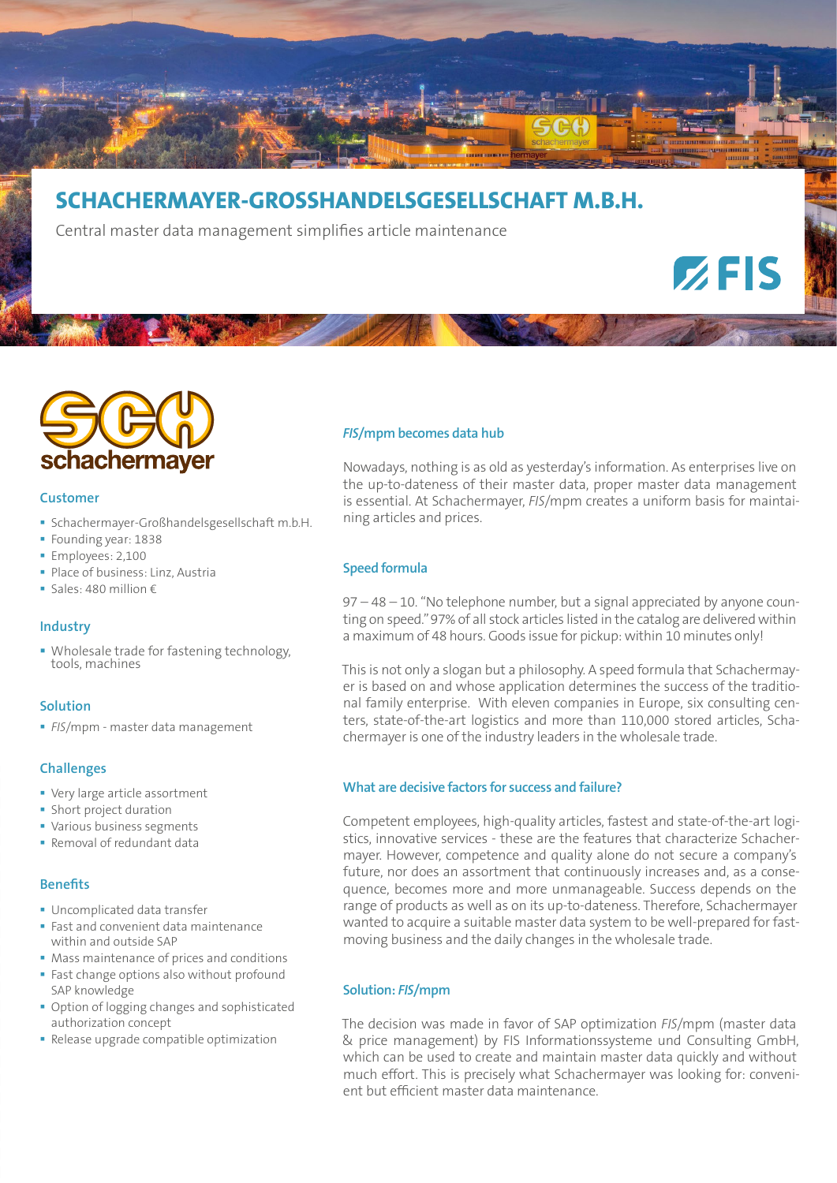# SCHACHERMAYER-GROSSHANDELSGESELLSCHAFT M.B.H.

Central master data management simplifies article maintenance

### Customer

- Schachermayer-Großhandelsgesellschaft m.b.H.
- Founding year: 1838
- Employees: 2,100
- Place of business: Linz, Austria
- Sales: 480 million €

### Industry

- Wholesale trade for fastening technology, tools, machines

### Solution

- *FIS*/mpm - master data management

### Challenges

- Very large article assortment
- Short project duration
- Various business segments
- Removal of redundant data

### Benefits

- Uncomplicated data transfer
- Fast and convenient data maintenance within and outside SAP
- Mass maintenance of prices and conditions
- Fast change options also without profound SAP knowledge
- Option of logging changes and sophisticated authorization concept
- Release upgrade compatible optimization

### *FIS*/mpm becomes data hub

Nowadays, nothing is as old as yesterday's information. As enterprises live on the up-to-dateness of their master data, proper master data management is essential. At Schachermayer, *FIS*/mpm creates a uniform basis for maintaining articles and prices.

### Speed formula

97 – 48 – 10. "No telephone number, but a signal appreciated by anyone counting on speed." 97% of all stock articles listed in the catalog are delivered within a maximum of 48 hours. Goods issue for pickup: within 10 minutes only!

This is not only a slogan but a philosophy. A speed formula that Schachermayer is based on and whose application determines the success of the traditional family enterprise. With eleven companies in Europe, six consulting centers, state-of-the-art logistics and more than 110,000 stored articles, Schachermayer is one of the industry leaders in the wholesale trade.

### What are decisive factors for success and failure?

Competent employees, high-quality articles, fastest and state-of-the-art logistics, innovative services - these are the features that characterize Schachermayer. However, competence and quality alone do not secure a company's future, nor does an assortment that continuously increases and, as a consequence, becomes more and more unmanageable. Success depends on the range of products as well as on its up-to-dateness. Therefore, Schachermayer wanted to acquire a suitable master data system to be well-prepared for fast-moving business and the daily changes in the wholesale trade.

### Solution: *FIS*/mpm

The decision was made in favor of SAP optimization *FIS*/mpm (master data & price management) by FIS Informationssysteme und Consulting GmbH, which can be used to create and maintain master data quickly and without much effort. This is precisely what Schachermayer was looking for: convenient but efficient master data maintenance.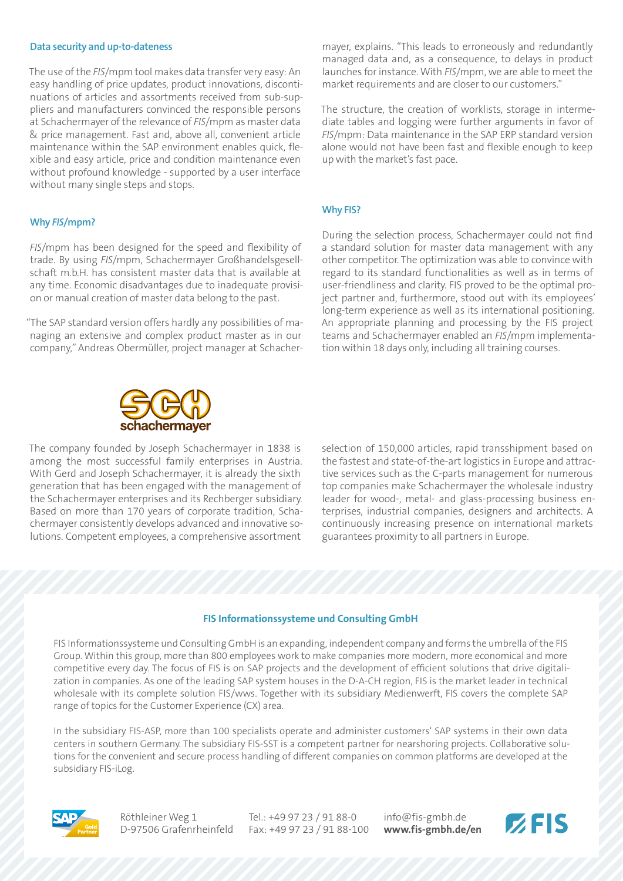### Data security and up-to-dateness

The use of the *FIS*/mpm tool makes data transfer very easy: An easy handling of price updates, product innovations, discontinuations of articles and assortments received from sub-suppliers and manufacturers convinced the responsible persons at Schachermayer of the relevance of *FIS*/mpm as master data & price management. Fast and, above all, convenient article maintenance within the SAP environment enables quick, flexible and easy article, price and condition maintenance even without profound knowledge - supported by a user interface without many single steps and stops.

### Why *FIS*/mpm?

*FIS*/mpm has been designed for the speed and flexibility of trade. By using *FIS*/mpm, Schachermayer Großhandelsgesellschaft m.b.H. has consistent master data that is available at any time. Economic disadvantages due to inadequate provision or manual creation of master data belong to the past.

"The SAP standard version offers hardly any possibilities of managing an extensive and complex product master as in our company," Andreas Obermüller, project manager at Schachermayer, explains. "This leads to erroneously and redundantly managed data and, as a consequence, to delays in product launches for instance. With *FIS*/mpm, we are able to meet the market requirements and are closer to our customers."

The structure, the creation of worklists, storage in intermediate tables and logging were further arguments in favor of *FIS*/mpm: Data maintenance in the SAP ERP standard version alone would not have been fast and flexible enough to keep up with the market's fast pace.

### Why FIS?

During the selection process, Schachermayer could not find a standard solution for master data management with any other competitor. The optimization was able to convince with regard to its standard functionalities as well as in terms of user-friendliness and clarity. FIS proved to be the optimal project partner and, furthermore, stood out with its employees' long-term experience as well as its international positioning. An appropriate planning and processing by the FIS project teams and Schachermayer enabled an *FIS*/mpm implementation within 18 days only, including all training courses.

schachermayer

The company founded by Joseph Schachermayer in 1838 is among the most successful family enterprises in Austria. With Gerd and Joseph Schachermayer, it is already the sixth generation that has been engaged with the management of the Schachermayer enterprises and its Rechberger subsidiary. Based on more than 170 years of corporate tradition, Schachermayer consistently develops advanced and innovative solutions. Competent employees, a comprehensive assortment selection of 150,000 articles, rapid transshipment based on the fastest and state-of-the-art logistics in Europe and attractive services such as the C-parts management for numerous top companies make Schachermayer the wholesale industry leader for wood-, metal- and glass-processing business enterprises, industrial companies, designers and architects. A continuously increasing presence on international markets guarantees proximity to all partners in Europe.

### FIS Informationssysteme und Consulting GmbH

FIS Informationssysteme und Consulting GmbH is an expanding, independent company and forms the umbrella of the FIS Group. Within this group, more than 800 employees work to make companies more modern, more economical and more competitive every day. The focus of FIS is on SAP projects and the development of efficient solutions that drive digitalization in companies. As one of the leading SAP system houses in the D-A-CH region, FIS is the market leader in technical wholesale with its complete solution FIS/wws. Together with its subsidiary Medienwerft, FIS covers the complete SAP range of topics for the Customer Experience (CX) area.

In the subsidiary FIS-ASP, more than 100 specialists operate and administer customers' SAP systems in their own data centers in southern Germany. The subsidiary FIS-SST is a competent partner for nearshoring projects. Collaborative solutions for the convenient and secure process handling of different companies on common platforms are developed at the subsidiary FIS-iLog.

SAP Gold Partner

Röthleiner Weg 1
D-97506 Grafenrheinfeld

Tel.: +49 97 23 / 91 88-0
Fax: +49 97 23 / 91 88-100

info@fis-gmbh.de
**www.fis-gmbh.de/en**

FIS